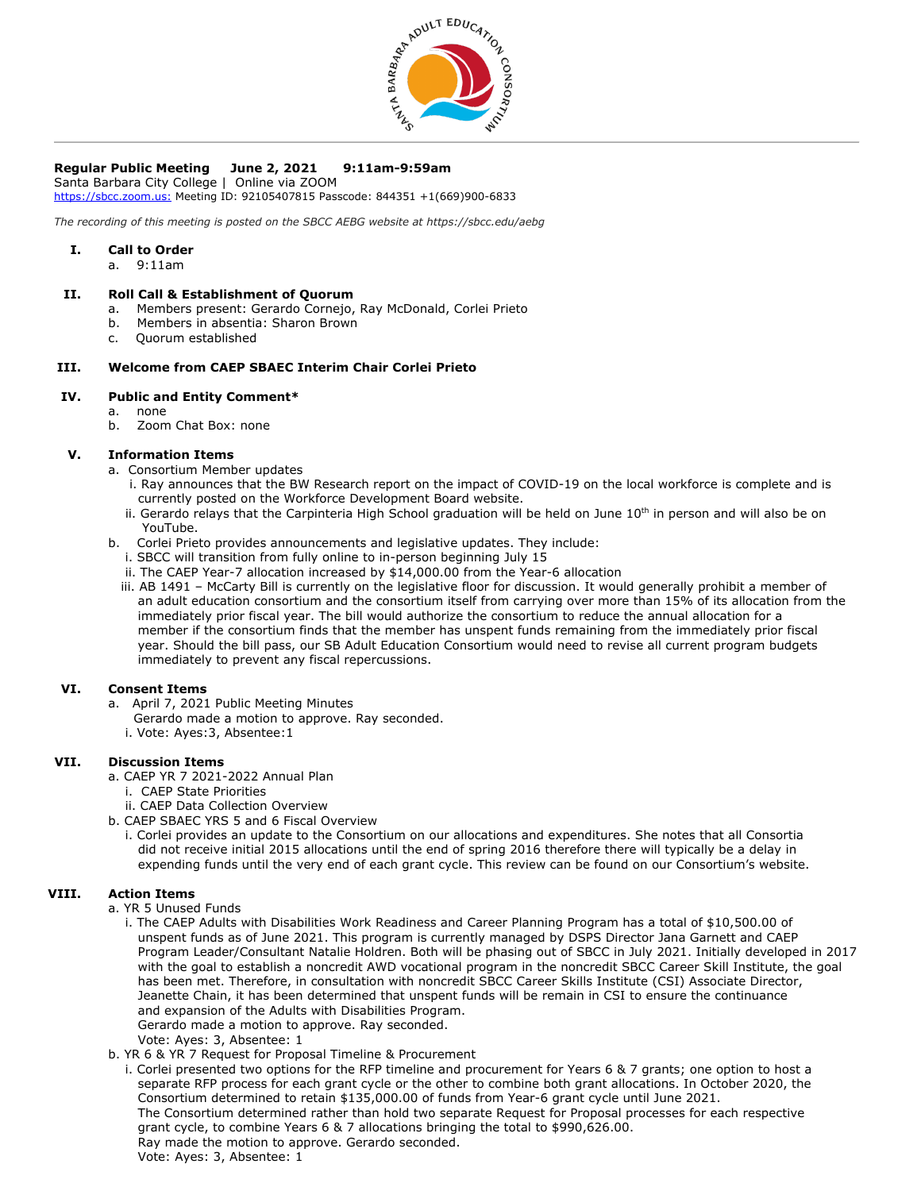**Regular Public Meeting    June 2, 2021    9:11am-9:59am**
Santa Barbara City College | Online via ZOOM
https://sbcc.zoom.us: Meeting ID: 92105407815 Passcode: 844351 +1(669)900-6833

*The recording of this meeting is posted on the SBCC AEBG website at https://sbcc.edu/aebg*

## I. Call to Order

a. 9:11am

## II. Roll Call & Establishment of Quorum

a. Members present: Gerardo Cornejo, Ray McDonald, Corlei Prieto
b. Members in absentia: Sharon Brown
c. Quorum established

## III. Welcome from CAEP SBAEC Interim Chair Corlei Prieto

## IV. Public and Entity Comment*

a. none
b. Zoom Chat Box: none

## V. Information Items

a. Consortium Member updates
   i. Ray announces that the BW Research report on the impact of COVID-19 on the local workforce is complete and is currently posted on the Workforce Development Board website.
   ii. Gerardo relays that the Carpinteria High School graduation will be held on June 10th in person and will also be on YouTube.

b. Corlei Prieto provides announcements and legislative updates. They include:
   i. SBCC will transition from fully online to in-person beginning July 15
   ii. The CAEP Year-7 allocation increased by $14,000.00 from the Year-6 allocation
   iii. AB 1491 – McCarty Bill is currently on the legislative floor for discussion. It would generally prohibit a member of an adult education consortium and the consortium itself from carrying over more than 15% of its allocation from the immediately prior fiscal year. The bill would authorize the consortium to reduce the annual allocation for a member if the consortium finds that the member has unspent funds remaining from the immediately prior fiscal year. Should the bill pass, our SB Adult Education Consortium would need to revise all current program budgets immediately to prevent any fiscal repercussions.

## VI. Consent Items

a. April 7, 2021 Public Meeting Minutes
   Gerardo made a motion to approve. Ray seconded.
   i. Vote: Ayes:3, Absentee:1

## VII. Discussion Items

a. CAEP YR 7 2021-2022 Annual Plan
   i. CAEP State Priorities
   ii. CAEP Data Collection Overview

b. CAEP SBAEC YRS 5 and 6 Fiscal Overview
   i. Corlei provides an update to the Consortium on our allocations and expenditures. She notes that all Consortia did not receive initial 2015 allocations until the end of spring 2016 therefore there will typically be a delay in expending funds until the very end of each grant cycle. This review can be found on our Consortium's website.

## VIII. Action Items

a. YR 5 Unused Funds
   i. The CAEP Adults with Disabilities Work Readiness and Career Planning Program has a total of $10,500.00 of unspent funds as of June 2021. This program is currently managed by DSPS Director Jana Garnett and CAEP Program Leader/Consultant Natalie Holdren. Both will be phasing out of SBCC in July 2021. Initially developed in 2017 with the goal to establish a noncredit AWD vocational program in the noncredit SBCC Career Skill Institute, the goal has been met. Therefore, in consultation with noncredit SBCC Career Skills Institute (CSI) Associate Director, Jeanette Chain, it has been determined that unspent funds will be remain in CSI to ensure the continuance and expansion of the Adults with Disabilities Program.
   Gerardo made a motion to approve. Ray seconded.
   Vote: Ayes: 3, Absentee: 1

b. YR 6 & YR 7 Request for Proposal Timeline & Procurement
   i. Corlei presented two options for the RFP timeline and procurement for Years 6 & 7 grants; one option to host a separate RFP process for each grant cycle or the other to combine both grant allocations. In October 2020, the Consortium determined to retain $135,000.00 of funds from Year-6 grant cycle until June 2021.
   The Consortium determined rather than hold two separate Request for Proposal processes for each respective grant cycle, to combine Years 6 & 7 allocations bringing the total to $990,626.00.
   Ray made the motion to approve. Gerardo seconded.
   Vote: Ayes: 3, Absentee: 1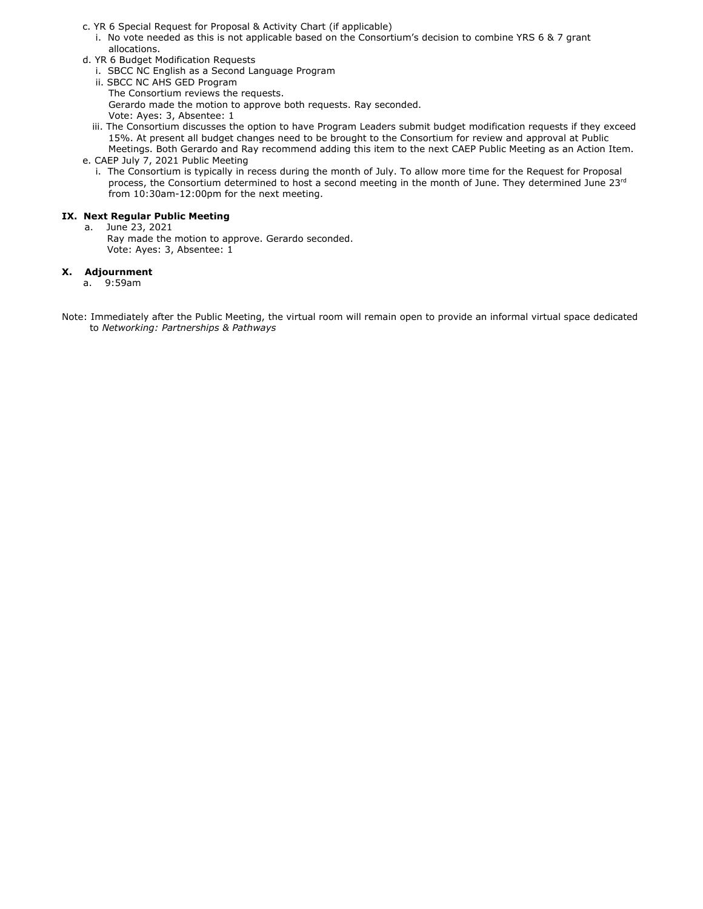c. YR 6 Special Request for Proposal & Activity Chart (if applicable)
   i. No vote needed as this is not applicable based on the Consortium's decision to combine YRS 6 & 7 grant allocations.

d. YR 6 Budget Modification Requests
   i. SBCC NC English as a Second Language Program
   ii. SBCC NC AHS GED Program
      The Consortium reviews the requests.
      Gerardo made the motion to approve both requests. Ray seconded.
      Vote: Ayes: 3, Absentee: 1
   iii. The Consortium discusses the option to have Program Leaders submit budget modification requests if they exceed 15%. At present all budget changes need to be brought to the Consortium for review and approval at Public Meetings. Both Gerardo and Ray recommend adding this item to the next CAEP Public Meeting as an Action Item.

e. CAEP July 7, 2021 Public Meeting
   i. The Consortium is typically in recess during the month of July. To allow more time for the Request for Proposal process, the Consortium determined to host a second meeting in the month of June. They determined June 23rd from 10:30am-12:00pm for the next meeting.

## IX. Next Regular Public Meeting

a. June 23, 2021
   Ray made the motion to approve. Gerardo seconded.
   Vote: Ayes: 3, Absentee: 1

## X. Adjournment

a. 9:59am

Note: Immediately after the Public Meeting, the virtual room will remain open to provide an informal virtual space dedicated to *Networking: Partnerships & Pathways*